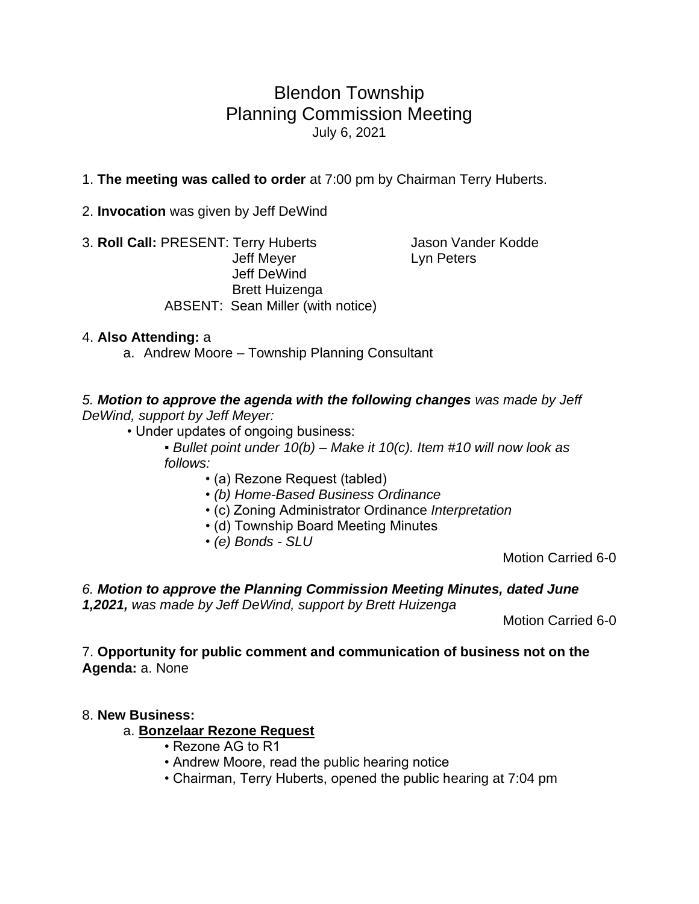# Blendon Township
## Planning Commission Meeting
July 6, 2021

1. **The meeting was called to order** at 7:00 pm by Chairman Terry Huberts.

2. **Invocation** was given by Jeff DeWind

3. **Roll Call:** PRESENT: Terry Huberts, Jason Vander Kodde, Jeff Meyer, Lyn Peters, Jeff DeWind, Brett Huizenga
   ABSENT: Sean Miller (with notice)

4. **Also Attending:** a
   a. Andrew Moore – Township Planning Consultant

*5. **Motion to approve the agenda with the following changes** was made by Jeff DeWind, support by Jeff Meyer:*

- Under updates of ongoing business:
  - *Bullet point under 10(b) – Make it 10(c). Item #10 will now look as follows:*
    - (a) Rezone Request (tabled)
    - *(b) Home-Based Business Ordinance*
    - (c) Zoning Administrator Ordinance *Interpretation*
    - (d) Township Board Meeting Minutes
    - *(e) Bonds - SLU*

Motion Carried 6-0

*6. **Motion to approve the Planning Commission Meeting Minutes, dated June 1,2021,** was made by Jeff DeWind, support by Brett Huizenga*

Motion Carried 6-0

7. **Opportunity for public comment and communication of business not on the Agenda:** a. None

8. **New Business:**

   a. **<u>Bonzelaar Rezone Request</u>**
   - Rezone AG to R1
   - Andrew Moore, read the public hearing notice
   - Chairman, Terry Huberts, opened the public hearing at 7:04 pm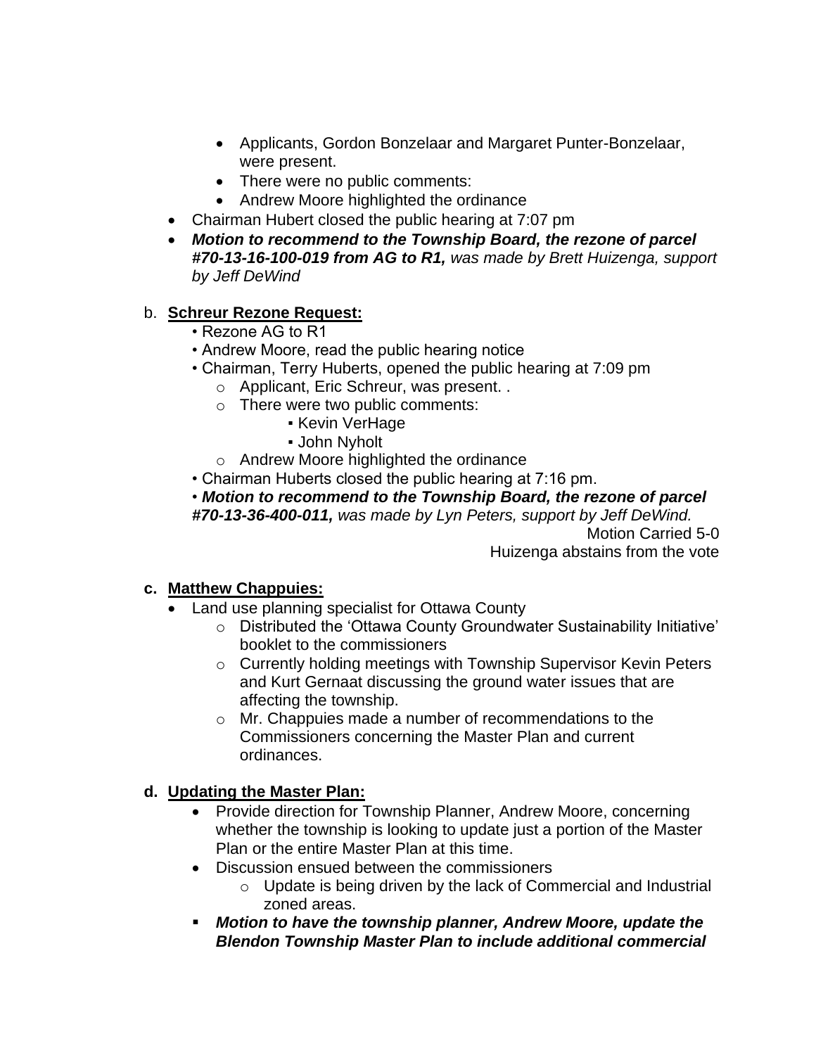- Applicants, Gordon Bonzelaar and Margaret Punter-Bonzelaar, were present.
- There were no public comments:
- Andrew Moore highlighted the ordinance

- Chairman Hubert closed the public hearing at 7:07 pm
- ***Motion to recommend to the Township Board, the rezone of parcel #70-13-16-100-019 from AG to R1,*** *was made by Brett Huizenga, support by Jeff DeWind*

b. **Schreur Rezone Request:**

- Rezone AG to R1
- Andrew Moore, read the public hearing notice
- Chairman, Terry Huberts, opened the public hearing at 7:09 pm
  - Applicant, Eric Schreur, was present. .
  - There were two public comments:
    - Kevin VerHage
    - John Nyholt
  - Andrew Moore highlighted the ordinance
- Chairman Huberts closed the public hearing at 7:16 pm.
- ***Motion to recommend to the Township Board, the rezone of parcel #70-13-36-400-011,*** *was made by Lyn Peters, support by Jeff DeWind.*

Motion Carried 5-0

Huizenga abstains from the vote

**c. Matthew Chappuies:**

- Land use planning specialist for Ottawa County
  - Distributed the 'Ottawa County Groundwater Sustainability Initiative' booklet to the commissioners
  - Currently holding meetings with Township Supervisor Kevin Peters and Kurt Gernaat discussing the ground water issues that are affecting the township.
  - Mr. Chappuies made a number of recommendations to the Commissioners concerning the Master Plan and current ordinances.

**d. Updating the Master Plan:**

- Provide direction for Township Planner, Andrew Moore, concerning whether the township is looking to update just a portion of the Master Plan or the entire Master Plan at this time.
- Discussion ensued between the commissioners
  - Update is being driven by the lack of Commercial and Industrial zoned areas.
- ***Motion to have the township planner, Andrew Moore, update the Blendon Township Master Plan to include additional commercial***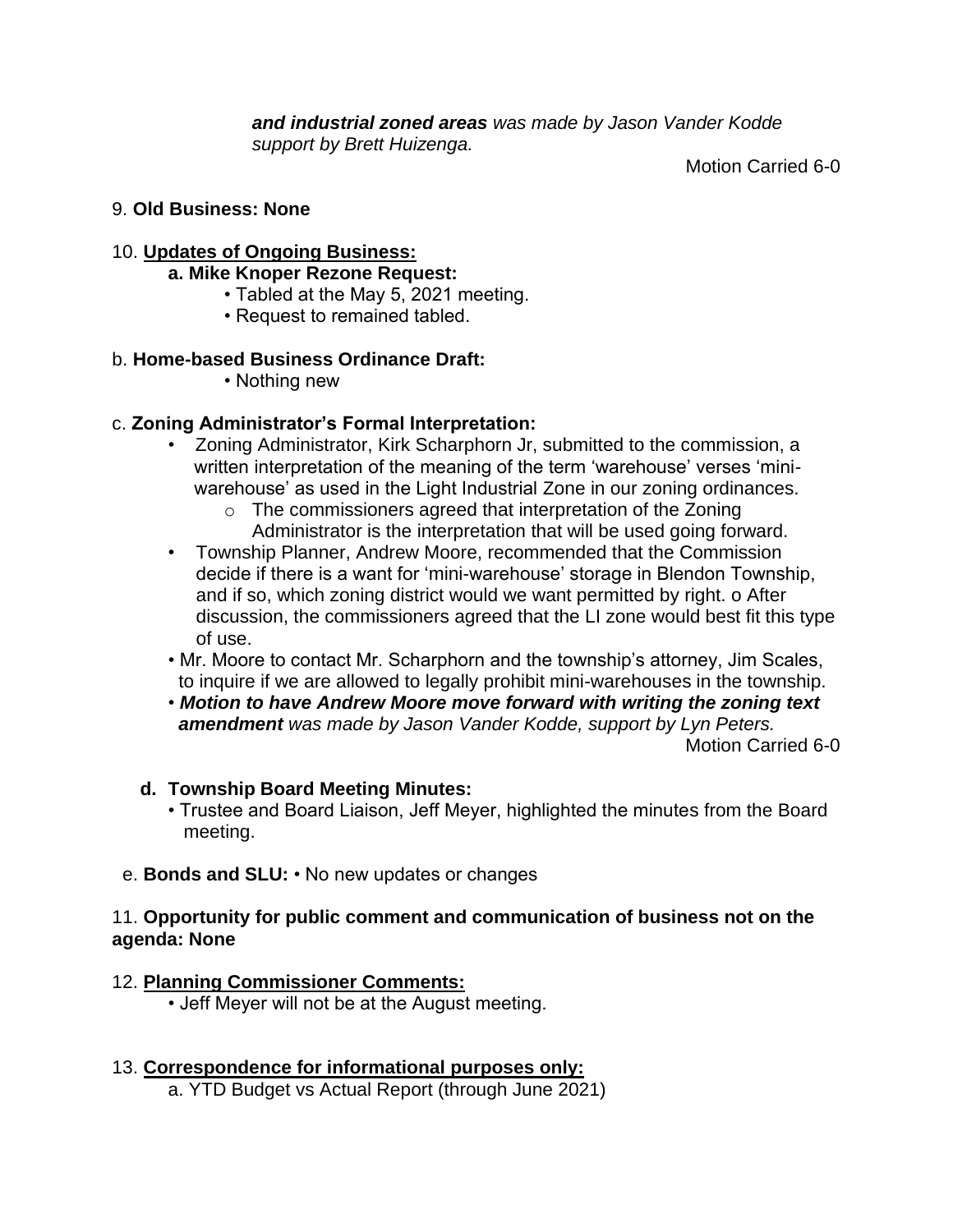***and industrial zoned areas** was made by Jason Vander Kodde support by Brett Huizenga.*

Motion Carried 6-0

9. **Old Business: None**

10. **Updates of Ongoing Business:**

   **a. Mike Knoper Rezone Request:**

   - Tabled at the May 5, 2021 meeting.
   - Request to remained tabled.

b. **Home-based Business Ordinance Draft:**

   - Nothing new

c. **Zoning Administrator's Formal Interpretation:**

- Zoning Administrator, Kirk Scharphorn Jr, submitted to the commission, a written interpretation of the meaning of the term 'warehouse' verses 'mini-warehouse' as used in the Light Industrial Zone in our zoning ordinances.
  - The commissioners agreed that interpretation of the Zoning Administrator is the interpretation that will be used going forward.
- Township Planner, Andrew Moore, recommended that the Commission decide if there is a want for 'mini-warehouse' storage in Blendon Township, and if so, which zoning district would we want permitted by right. o After discussion, the commissioners agreed that the LI zone would best fit this type of use.
- Mr. Moore to contact Mr. Scharphorn and the township's attorney, Jim Scales, to inquire if we are allowed to legally prohibit mini-warehouses in the township.
- ***Motion to have Andrew Moore move forward with writing the zoning text amendment** was made by Jason Vander Kodde, support by Lyn Peters.*

Motion Carried 6-0

**d. Township Board Meeting Minutes:**

- Trustee and Board Liaison, Jeff Meyer, highlighted the minutes from the Board meeting.

e. **Bonds and SLU:** • No new updates or changes

11. **Opportunity for public comment and communication of business not on the agenda: None**

12. **Planning Commissioner Comments:**

   - Jeff Meyer will not be at the August meeting.

13. **Correspondence for informational purposes only:**

   a. YTD Budget vs Actual Report (through June 2021)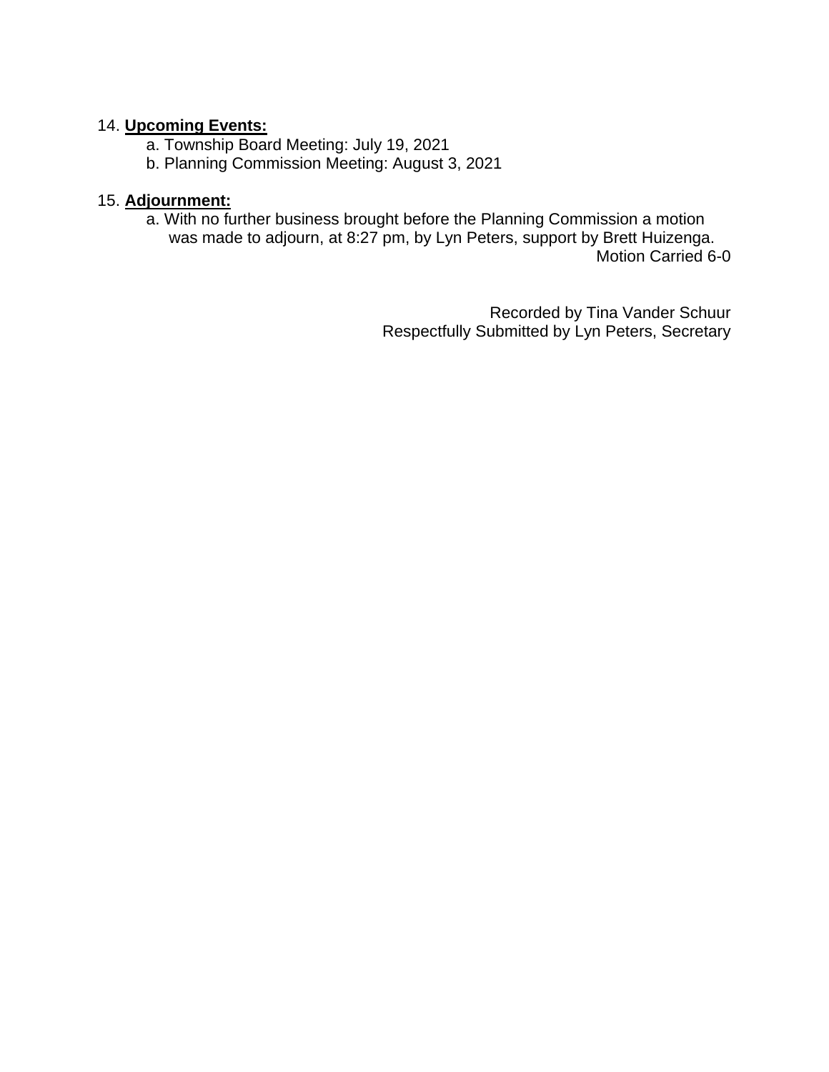14. **Upcoming Events:**

   a. Township Board Meeting: July 19, 2021

   b. Planning Commission Meeting: August 3, 2021

15. **Adjournment:**

   a. With no further business brought before the Planning Commission a motion was made to adjourn, at 8:27 pm, by Lyn Peters, support by Brett Huizenga.

   Motion Carried 6-0

Recorded by Tina Vander Schuur

Respectfully Submitted by Lyn Peters, Secretary